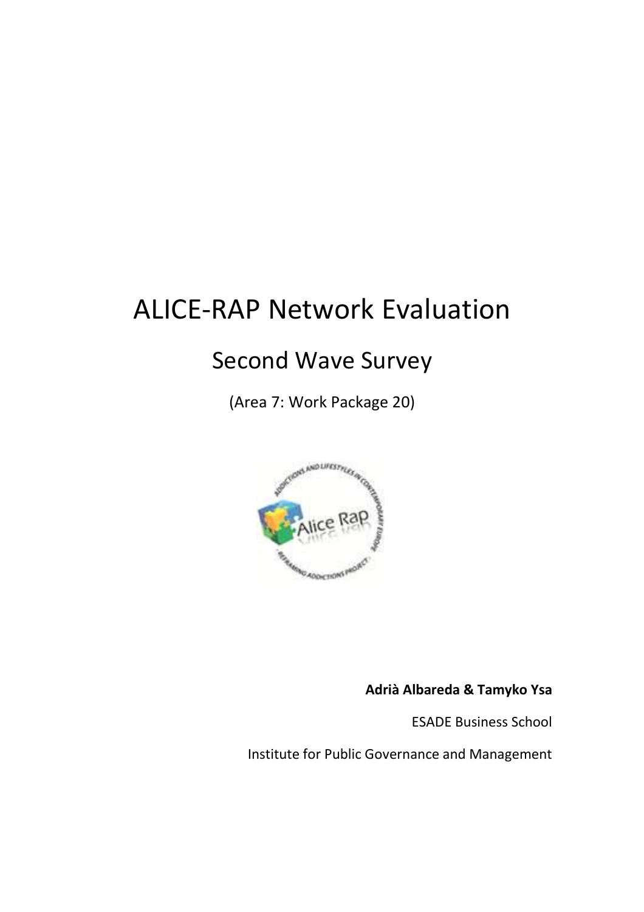# ALICE-RAP Network Evaluation

## Second Wave Survey

(Area 7: Work Package 20)

**Adrià Albareda & Tamyko Ysa**

ESADE Business School

Institute for Public Governance and Management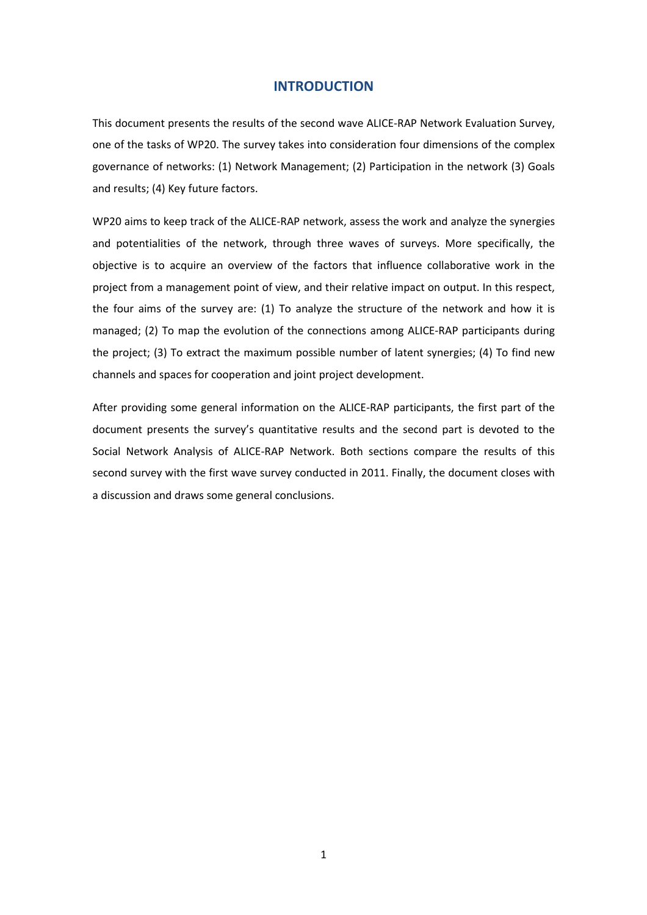# INTRODUCTION

This document presents the results of the second wave ALICE-RAP Network Evaluation Survey, one of the tasks of WP20. The survey takes into consideration four dimensions of the complex governance of networks: (1) Network Management; (2) Participation in the network (3) Goals and results; (4) Key future factors.

WP20 aims to keep track of the ALICE-RAP network, assess the work and analyze the synergies and potentialities of the network, through three waves of surveys. More specifically, the objective is to acquire an overview of the factors that influence collaborative work in the project from a management point of view, and their relative impact on output. In this respect, the four aims of the survey are: (1) To analyze the structure of the network and how it is managed; (2) To map the evolution of the connections among ALICE-RAP participants during the project; (3) To extract the maximum possible number of latent synergies; (4) To find new channels and spaces for cooperation and joint project development.

After providing some general information on the ALICE-RAP participants, the first part of the document presents the survey's quantitative results and the second part is devoted to the Social Network Analysis of ALICE-RAP Network. Both sections compare the results of this second survey with the first wave survey conducted in 2011. Finally, the document closes with a discussion and draws some general conclusions.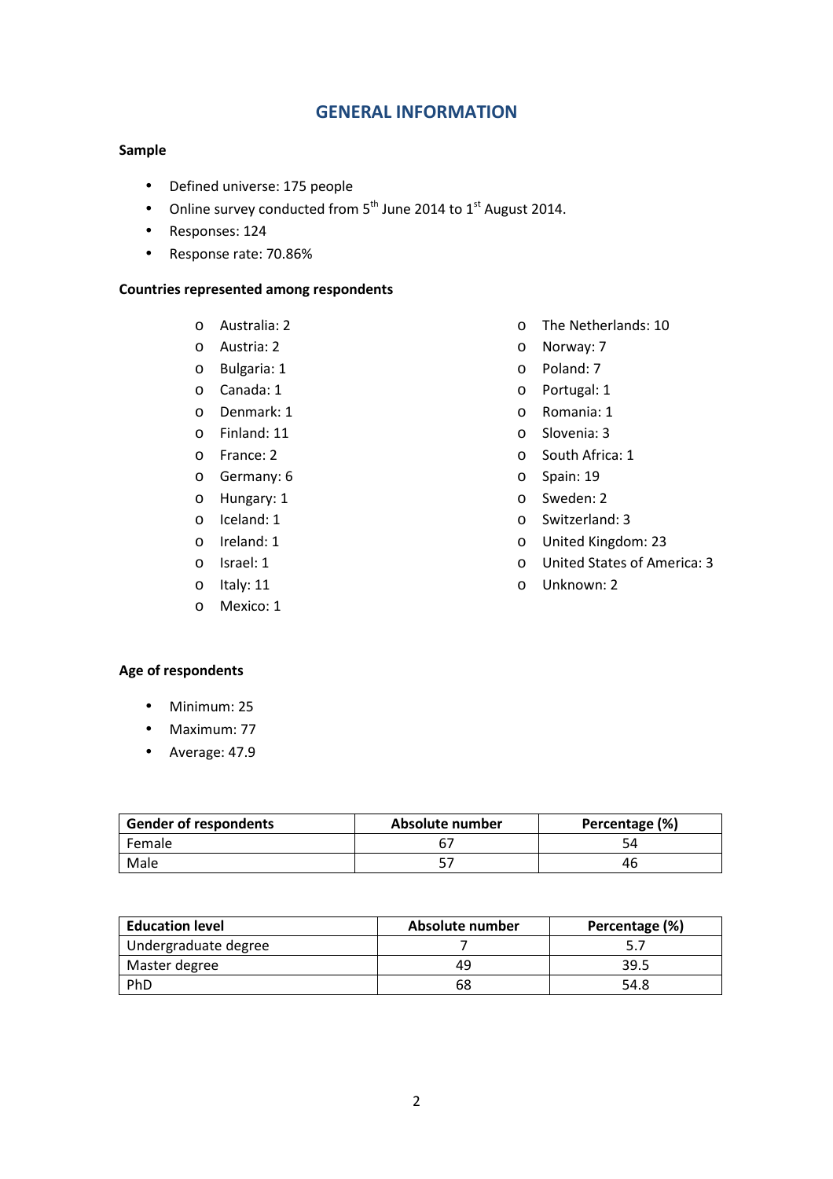# GENERAL INFORMATION

**Sample**

- Defined universe: 175 people
- Online survey conducted from 5th June 2014 to 1st August 2014.
- Responses: 124
- Response rate: 70.86%

**Countries represented among respondents**

- Australia: 2
- Austria: 2
- Bulgaria: 1
- Canada: 1
- Denmark: 1
- Finland: 11
- France: 2
- Germany: 6
- Hungary: 1
- Iceland: 1
- Ireland: 1
- Israel: 1
- Italy: 11
- Mexico: 1
- The Netherlands: 10
- Norway: 7
- Poland: 7
- Portugal: 1
- Romania: 1
- Slovenia: 3
- South Africa: 1
- Spain: 19
- Sweden: 2
- Switzerland: 3
- United Kingdom: 23
- United States of America: 3
- Unknown: 2

**Age of respondents**

- Minimum: 25
- Maximum: 77
- Average: 47.9

| Gender of respondents | Absolute number | Percentage (%) |
|---|---|---|
| Female | 67 | 54 |
| Male | 57 | 46 |

| Education level | Absolute number | Percentage (%) |
|---|---|---|
| Undergraduate degree | 7 | 5.7 |
| Master degree | 49 | 39.5 |
| PhD | 68 | 54.8 |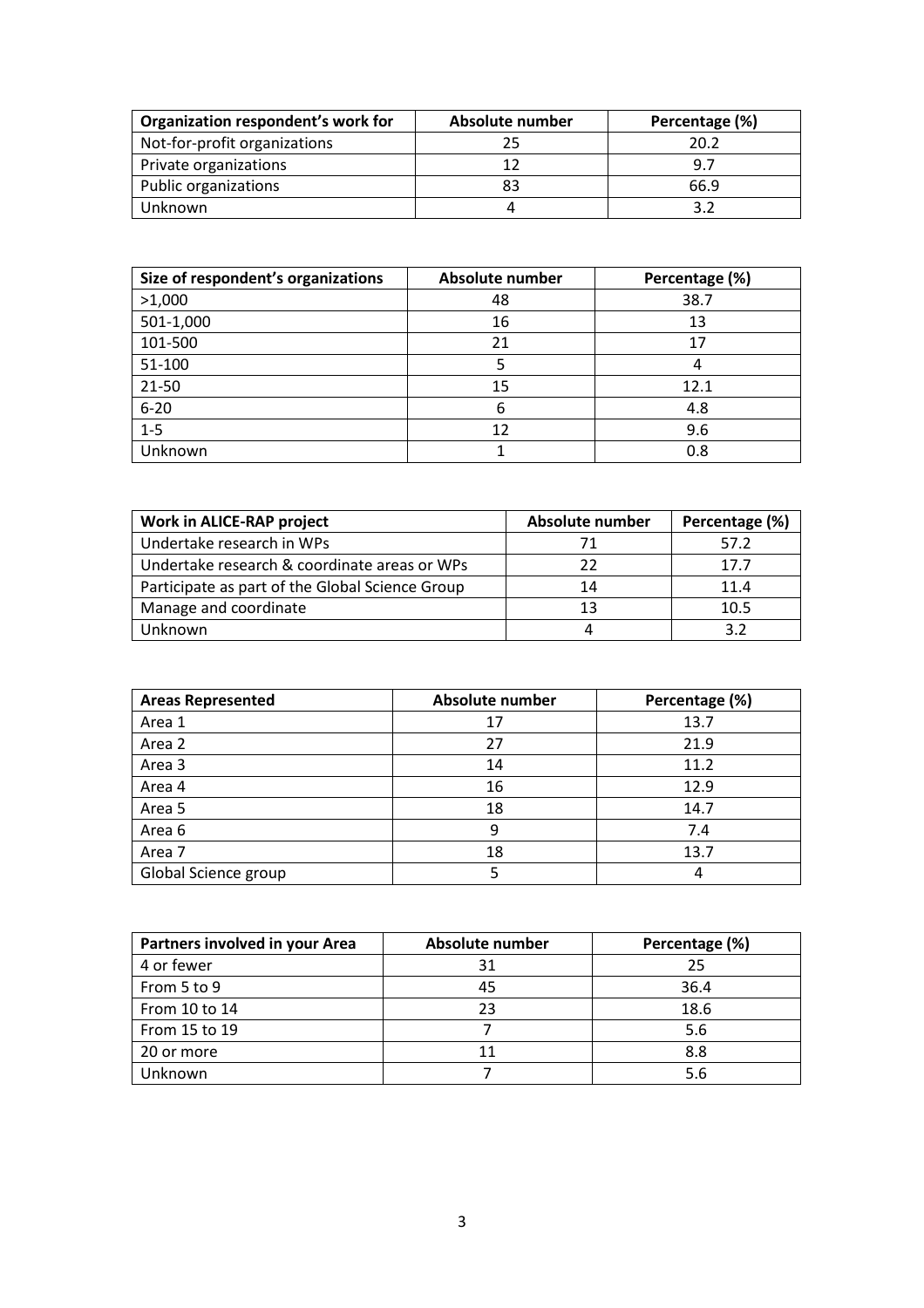| Organization respondent's work for | Absolute number | Percentage (%) |
|---|---|---|
| Not-for-profit organizations | 25 | 20.2 |
| Private organizations | 12 | 9.7 |
| Public organizations | 83 | 66.9 |
| Unknown | 4 | 3.2 |

| Size of respondent's organizations | Absolute number | Percentage (%) |
|---|---|---|
| >1,000 | 48 | 38.7 |
| 501-1,000 | 16 | 13 |
| 101-500 | 21 | 17 |
| 51-100 | 5 | 4 |
| 21-50 | 15 | 12.1 |
| 6-20 | 6 | 4.8 |
| 1-5 | 12 | 9.6 |
| Unknown | 1 | 0.8 |

| Work in ALICE-RAP project | Absolute number | Percentage (%) |
|---|---|---|
| Undertake research in WPs | 71 | 57.2 |
| Undertake research & coordinate areas or WPs | 22 | 17.7 |
| Participate as part of the Global Science Group | 14 | 11.4 |
| Manage and coordinate | 13 | 10.5 |
| Unknown | 4 | 3.2 |

| Areas Represented | Absolute number | Percentage (%) |
|---|---|---|
| Area 1 | 17 | 13.7 |
| Area 2 | 27 | 21.9 |
| Area 3 | 14 | 11.2 |
| Area 4 | 16 | 12.9 |
| Area 5 | 18 | 14.7 |
| Area 6 | 9 | 7.4 |
| Area 7 | 18 | 13.7 |
| Global Science group | 5 | 4 |

| Partners involved in your Area | Absolute number | Percentage (%) |
|---|---|---|
| 4 or fewer | 31 | 25 |
| From 5 to 9 | 45 | 36.4 |
| From 10 to 14 | 23 | 18.6 |
| From 15 to 19 | 7 | 5.6 |
| 20 or more | 11 | 8.8 |
| Unknown | 7 | 5.6 |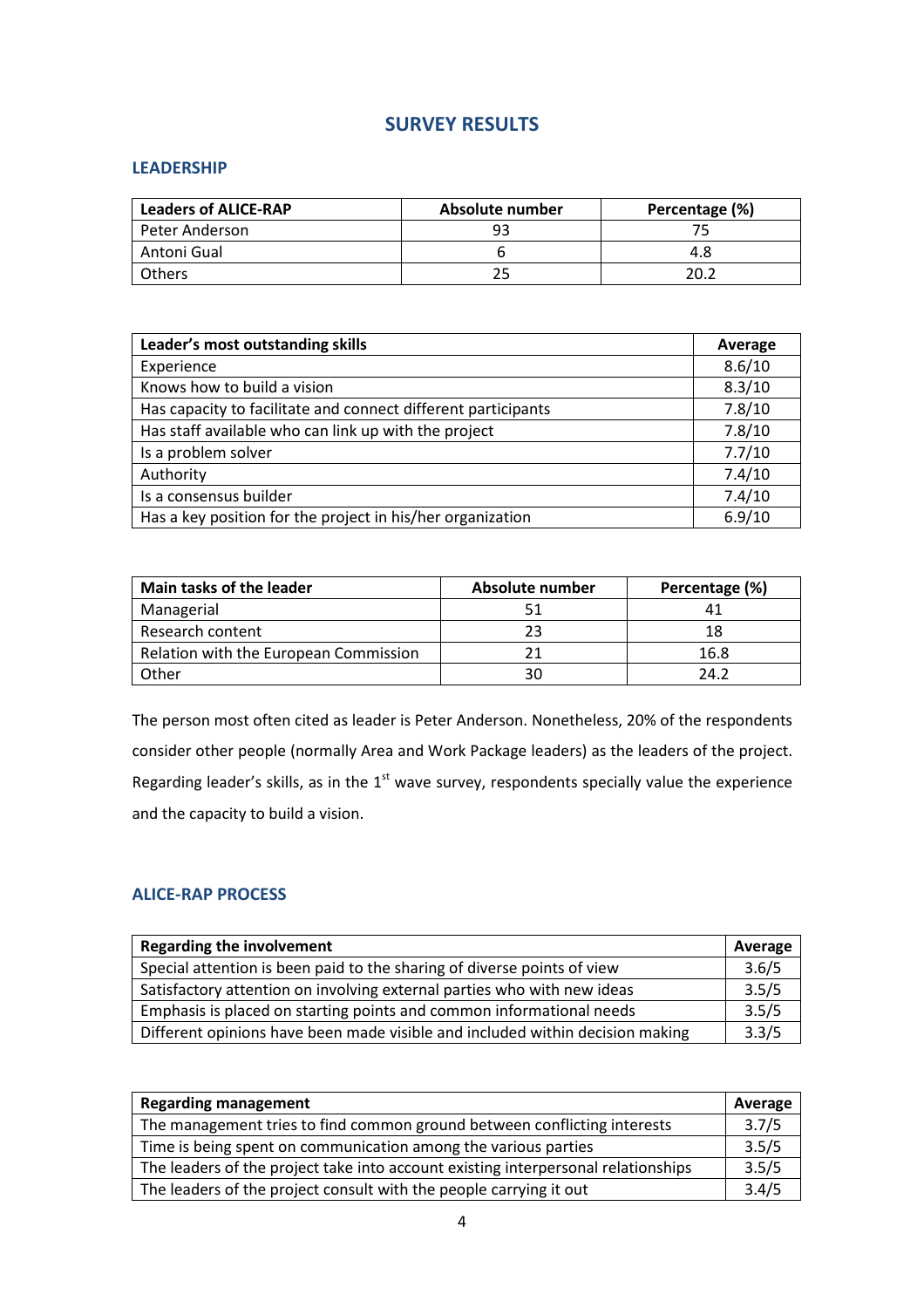## SURVEY RESULTS

### LEADERSHIP

| Leaders of ALICE-RAP | Absolute number | Percentage (%) |
|---|---|---|
| Peter Anderson | 93 | 75 |
| Antoni Gual | 6 | 4.8 |
| Others | 25 | 20.2 |

| Leader's most outstanding skills | Average |
|---|---|
| Experience | 8.6/10 |
| Knows how to build a vision | 8.3/10 |
| Has capacity to facilitate and connect different participants | 7.8/10 |
| Has staff available who can link up with the project | 7.8/10 |
| Is a problem solver | 7.7/10 |
| Authority | 7.4/10 |
| Is a consensus builder | 7.4/10 |
| Has a key position for the project in his/her organization | 6.9/10 |

| Main tasks of the leader | Absolute number | Percentage (%) |
|---|---|---|
| Managerial | 51 | 41 |
| Research content | 23 | 18 |
| Relation with the European Commission | 21 | 16.8 |
| Other | 30 | 24.2 |

The person most often cited as leader is Peter Anderson. Nonetheless, 20% of the respondents consider other people (normally Area and Work Package leaders) as the leaders of the project. Regarding leader's skills, as in the 1st wave survey, respondents specially value the experience and the capacity to build a vision.

### ALICE-RAP PROCESS

| Regarding the involvement | Average |
|---|---|
| Special attention is been paid to the sharing of diverse points of view | 3.6/5 |
| Satisfactory attention on involving external parties who with new ideas | 3.5/5 |
| Emphasis is placed on starting points and common informational needs | 3.5/5 |
| Different opinions have been made visible and included within decision making | 3.3/5 |

| Regarding management | Average |
|---|---|
| The management tries to find common ground between conflicting interests | 3.7/5 |
| Time is being spent on communication among the various parties | 3.5/5 |
| The leaders of the project take into account existing interpersonal relationships | 3.5/5 |
| The leaders of the project consult with the people carrying it out | 3.4/5 |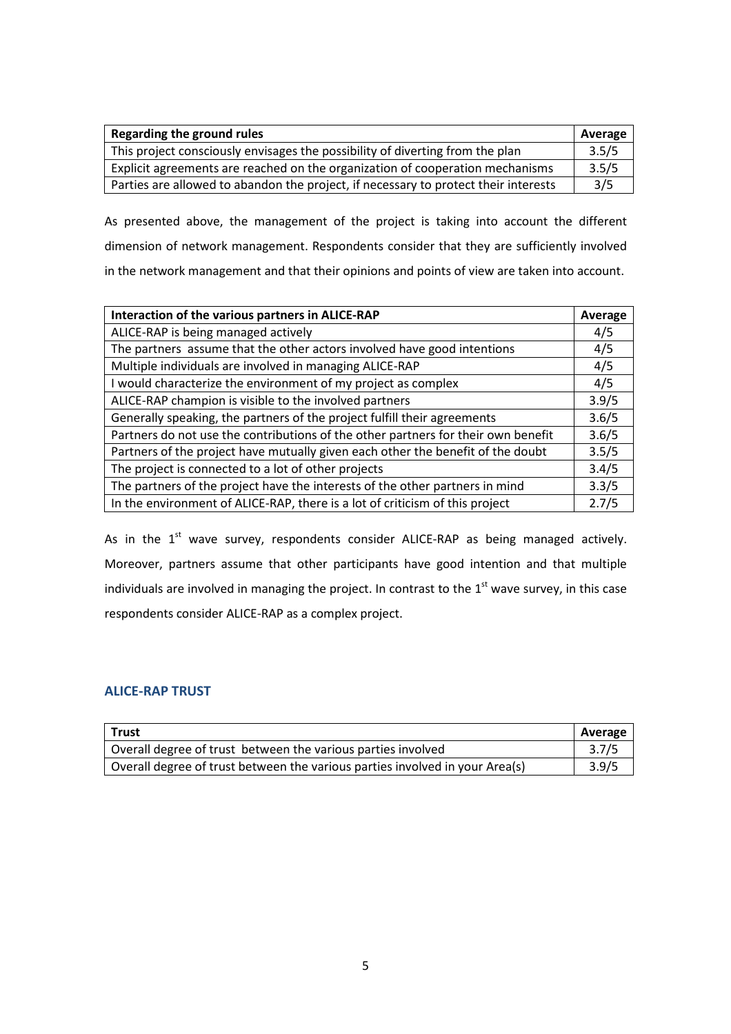| Regarding the ground rules | Average |
| --- | --- |
| This project consciously envisages the possibility of diverting from the plan | 3.5/5 |
| Explicit agreements are reached on the organization of cooperation mechanisms | 3.5/5 |
| Parties are allowed to abandon the project, if necessary to protect their interests | 3/5 |

As presented above, the management of the project is taking into account the different dimension of network management. Respondents consider that they are sufficiently involved in the network management and that their opinions and points of view are taken into account.

| Interaction of the various partners in ALICE-RAP | Average |
| --- | --- |
| ALICE-RAP is being managed actively | 4/5 |
| The partners assume that the other actors involved have good intentions | 4/5 |
| Multiple individuals are involved in managing ALICE-RAP | 4/5 |
| I would characterize the environment of my project as complex | 4/5 |
| ALICE-RAP champion is visible to the involved partners | 3.9/5 |
| Generally speaking, the partners of the project fulfill their agreements | 3.6/5 |
| Partners do not use the contributions of the other partners for their own benefit | 3.6/5 |
| Partners of the project have mutually given each other the benefit of the doubt | 3.5/5 |
| The project is connected to a lot of other projects | 3.4/5 |
| The partners of the project have the interests of the other partners in mind | 3.3/5 |
| In the environment of ALICE-RAP, there is a lot of criticism of this project | 2.7/5 |

As in the 1st wave survey, respondents consider ALICE-RAP as being managed actively. Moreover, partners assume that other participants have good intention and that multiple individuals are involved in managing the project. In contrast to the 1st wave survey, in this case respondents consider ALICE-RAP as a complex project.

## ALICE-RAP TRUST

| Trust | Average |
| --- | --- |
| Overall degree of trust between the various parties involved | 3.7/5 |
| Overall degree of trust between the various parties involved in your Area(s) | 3.9/5 |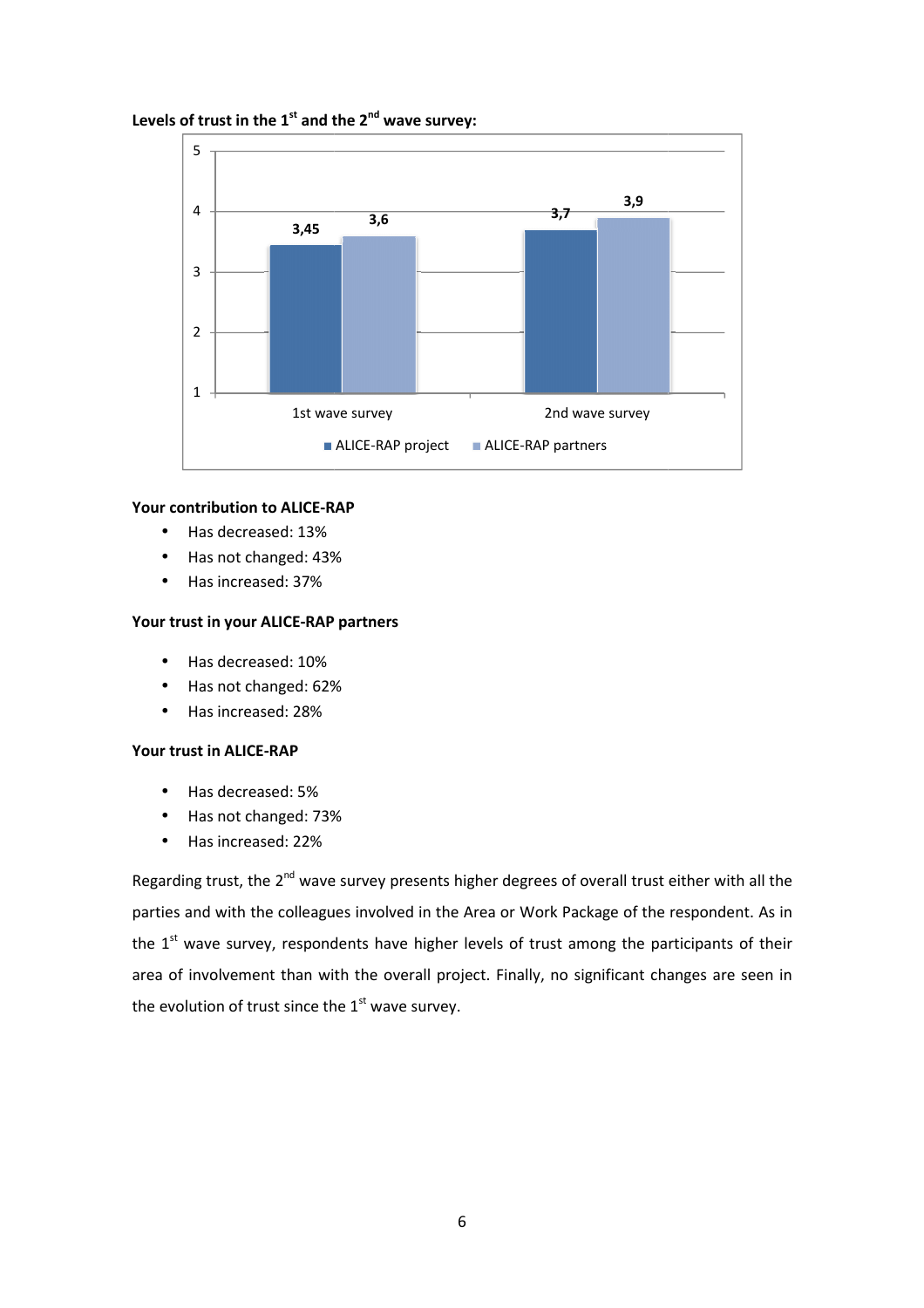**Levels of trust in the 1st and the 2nd wave survey:**

| | ALICE-RAP project | ALICE-RAP partners |
|---|---|---|
| 1st wave survey | 3,45 | 3,6 |
| 2nd wave survey | 3,7 | 3,9 |

**Your contribution to ALICE-RAP**

- Has decreased: 13%
- Has not changed: 43%
- Has increased: 37%

**Your trust in your ALICE-RAP partners**

- Has decreased: 10%
- Has not changed: 62%
- Has increased: 28%

**Your trust in ALICE-RAP**

- Has decreased: 5%
- Has not changed: 73%
- Has increased: 22%

Regarding trust, the 2nd wave survey presents higher degrees of overall trust either with all the parties and with the colleagues involved in the Area or Work Package of the respondent. As in the 1st wave survey, respondents have higher levels of trust among the participants of their area of involvement than with the overall project. Finally, no significant changes are seen in the evolution of trust since the 1st wave survey.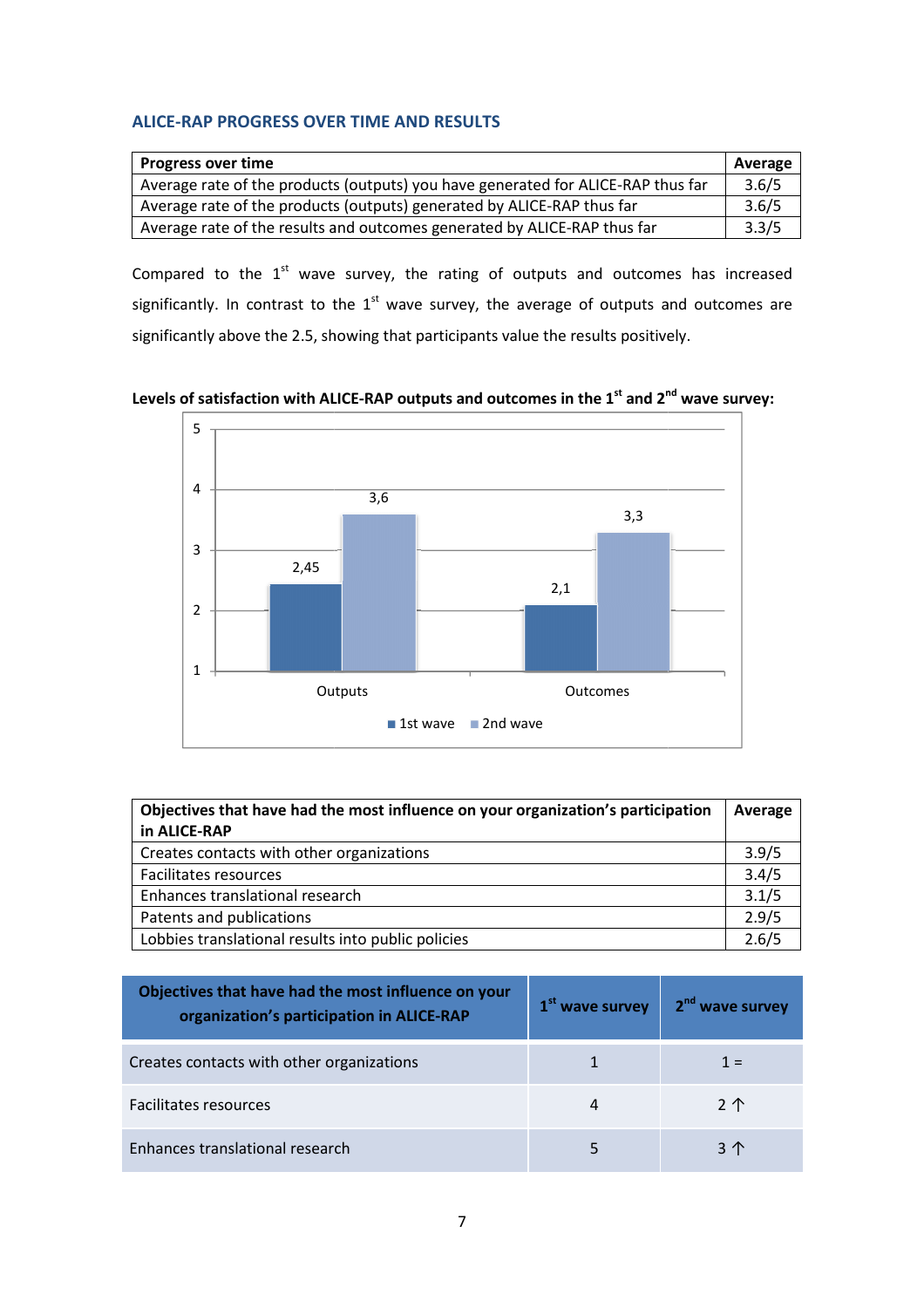### ALICE-RAP PROGRESS OVER TIME AND RESULTS

| Progress over time | Average |
|---|---|
| Average rate of the products (outputs) you have generated for ALICE-RAP thus far | 3.6/5 |
| Average rate of the products (outputs) generated by ALICE-RAP thus far | 3.6/5 |
| Average rate of the results and outcomes generated by ALICE-RAP thus far | 3.3/5 |

Compared to the 1st wave survey, the rating of outputs and outcomes has increased significantly. In contrast to the 1st wave survey, the average of outputs and outcomes are significantly above the 2.5, showing that participants value the results positively.

**Levels of satisfaction with ALICE-RAP outputs and outcomes in the 1st and 2nd wave survey:**

| | 1st wave | 2nd wave |
|---|---|---|
| Outputs | 2,45 | 3,6 |
| Outcomes | 2,1 | 3,3 |

| Objectives that have had the most influence on your organization's participation in ALICE-RAP | Average |
|---|---|
| Creates contacts with other organizations | 3.9/5 |
| Facilitates resources | 3.4/5 |
| Enhances translational research | 3.1/5 |
| Patents and publications | 2.9/5 |
| Lobbies translational results into public policies | 2.6/5 |

| Objectives that have had the most influence on your organization's participation in ALICE-RAP | 1st wave survey | 2nd wave survey |
|---|---|---|
| Creates contacts with other organizations | 1 | 1 = |
| Facilitates resources | 4 | 2 ↑ |
| Enhances translational research | 5 | 3 ↑ |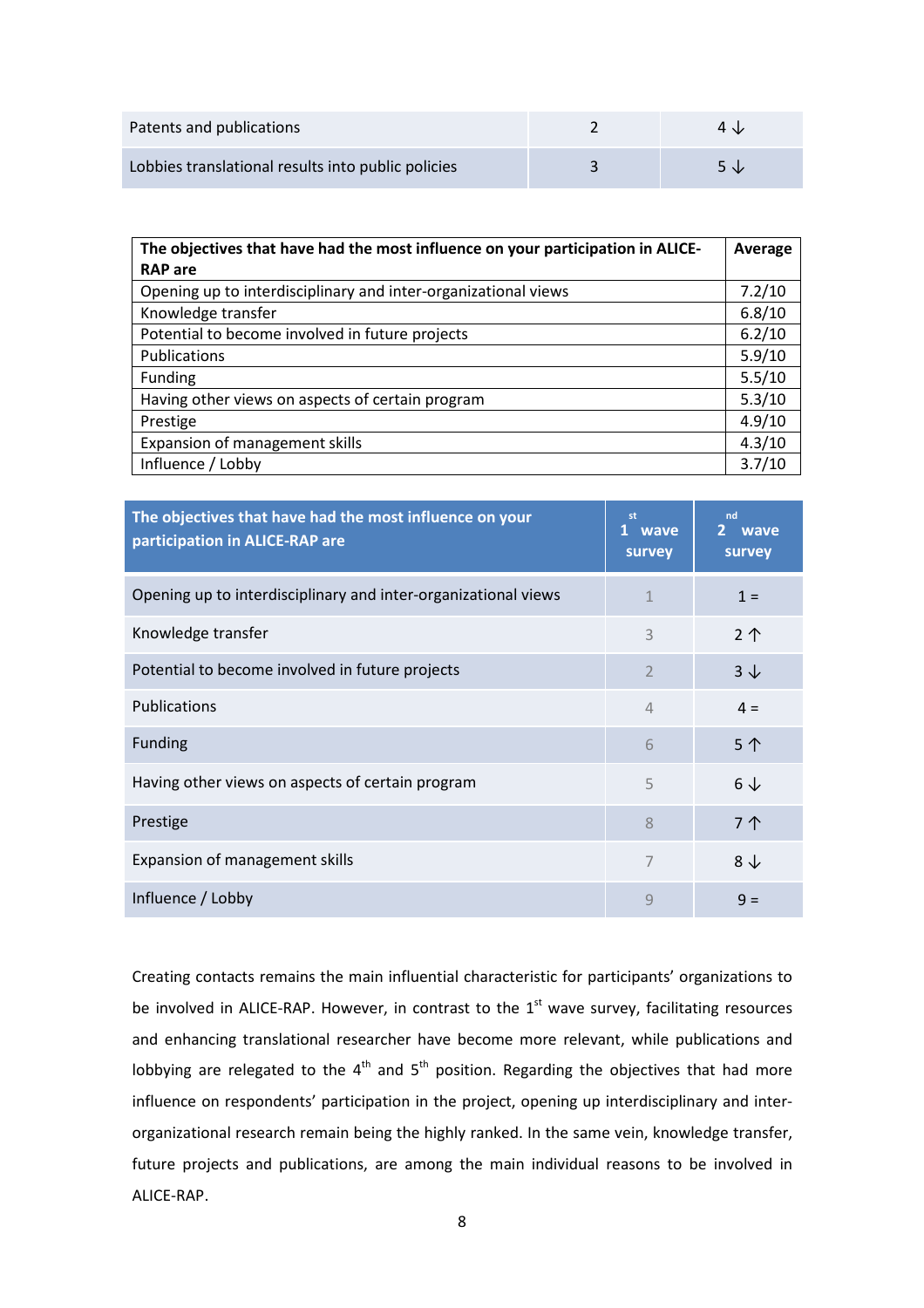| | | |
|---|---|---|
| Patents and publications | 2 | 4 ↓ |
| Lobbies translational results into public policies | 3 | 5 ↓ |

| **The objectives that have had the most influence on your participation in ALICE-RAP are** | **Average** |
|---|---|
| Opening up to interdisciplinary and inter-organizational views | 7.2/10 |
| Knowledge transfer | 6.8/10 |
| Potential to become involved in future projects | 6.2/10 |
| Publications | 5.9/10 |
| Funding | 5.5/10 |
| Having other views on aspects of certain program | 5.3/10 |
| Prestige | 4.9/10 |
| Expansion of management skills | 4.3/10 |
| Influence / Lobby | 3.7/10 |

| **The objectives that have had the most influence on your participation in ALICE-RAP are** | **1st wave survey** | **2nd wave survey** |
|---|---|---|
| Opening up to interdisciplinary and inter-organizational views | 1 | 1 = |
| Knowledge transfer | 3 | 2 ↑ |
| Potential to become involved in future projects | 2 | 3 ↓ |
| Publications | 4 | 4 = |
| Funding | 6 | 5 ↑ |
| Having other views on aspects of certain program | 5 | 6 ↓ |
| Prestige | 8 | 7 ↑ |
| Expansion of management skills | 7 | 8 ↓ |
| Influence / Lobby | 9 | 9 = |

Creating contacts remains the main influential characteristic for participants' organizations to be involved in ALICE-RAP. However, in contrast to the 1st wave survey, facilitating resources and enhancing translational researcher have become more relevant, while publications and lobbying are relegated to the 4th and 5th position. Regarding the objectives that had more influence on respondents' participation in the project, opening up interdisciplinary and inter-organizational research remain being the highly ranked. In the same vein, knowledge transfer, future projects and publications, are among the main individual reasons to be involved in ALICE-RAP.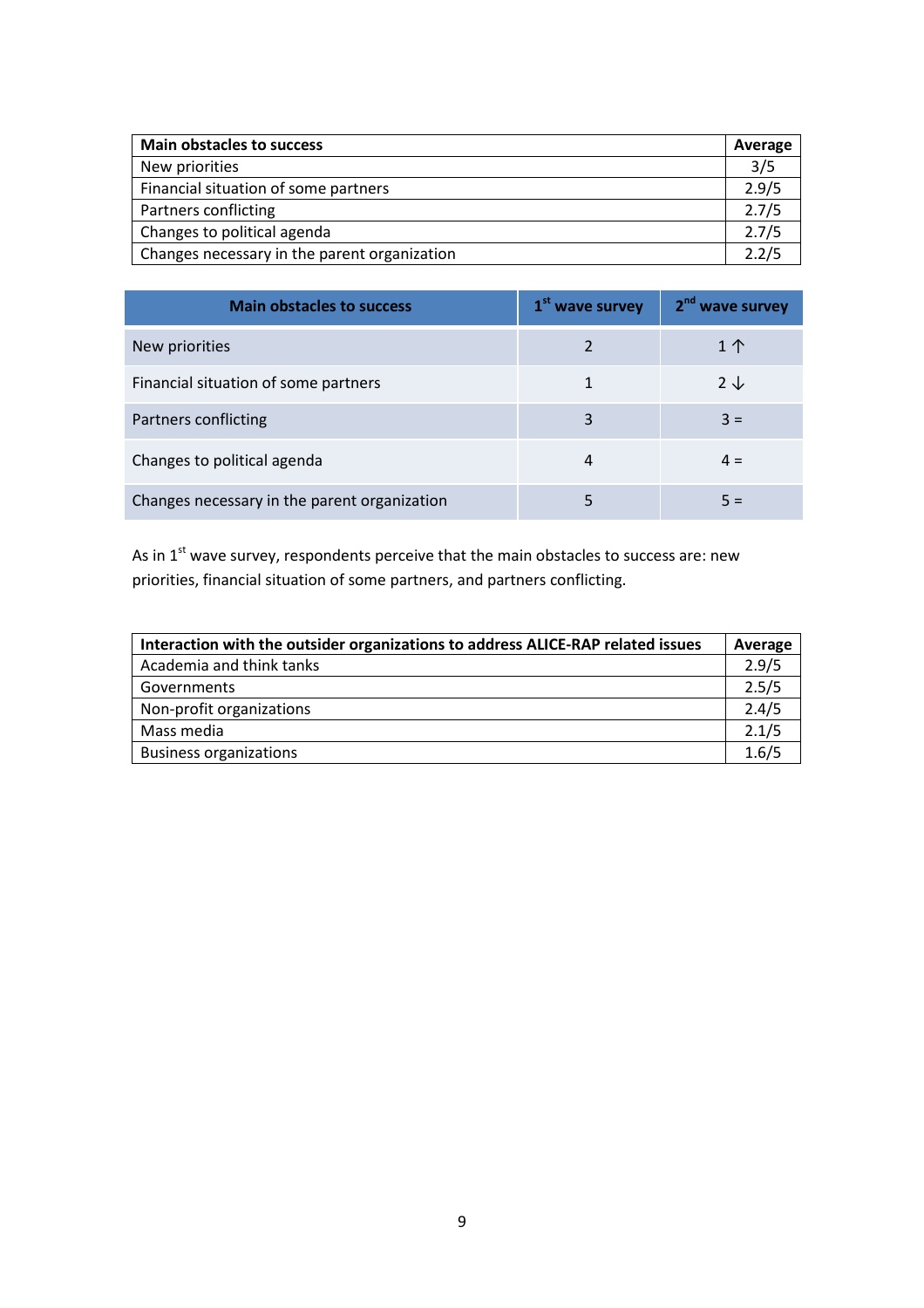| Main obstacles to success | Average |
|---|---|
| New priorities | 3/5 |
| Financial situation of some partners | 2.9/5 |
| Partners conflicting | 2.7/5 |
| Changes to political agenda | 2.7/5 |
| Changes necessary in the parent organization | 2.2/5 |

| Main obstacles to success | 1st wave survey | 2nd wave survey |
|---|---|---|
| New priorities | 2 | 1 ↑ |
| Financial situation of some partners | 1 | 2 ↓ |
| Partners conflicting | 3 | 3 = |
| Changes to political agenda | 4 | 4 = |
| Changes necessary in the parent organization | 5 | 5 = |

As in 1st wave survey, respondents perceive that the main obstacles to success are: new priorities, financial situation of some partners, and partners conflicting.

| Interaction with the outsider organizations to address ALICE-RAP related issues | Average |
|---|---|
| Academia and think tanks | 2.9/5 |
| Governments | 2.5/5 |
| Non-profit organizations | 2.4/5 |
| Mass media | 2.1/5 |
| Business organizations | 1.6/5 |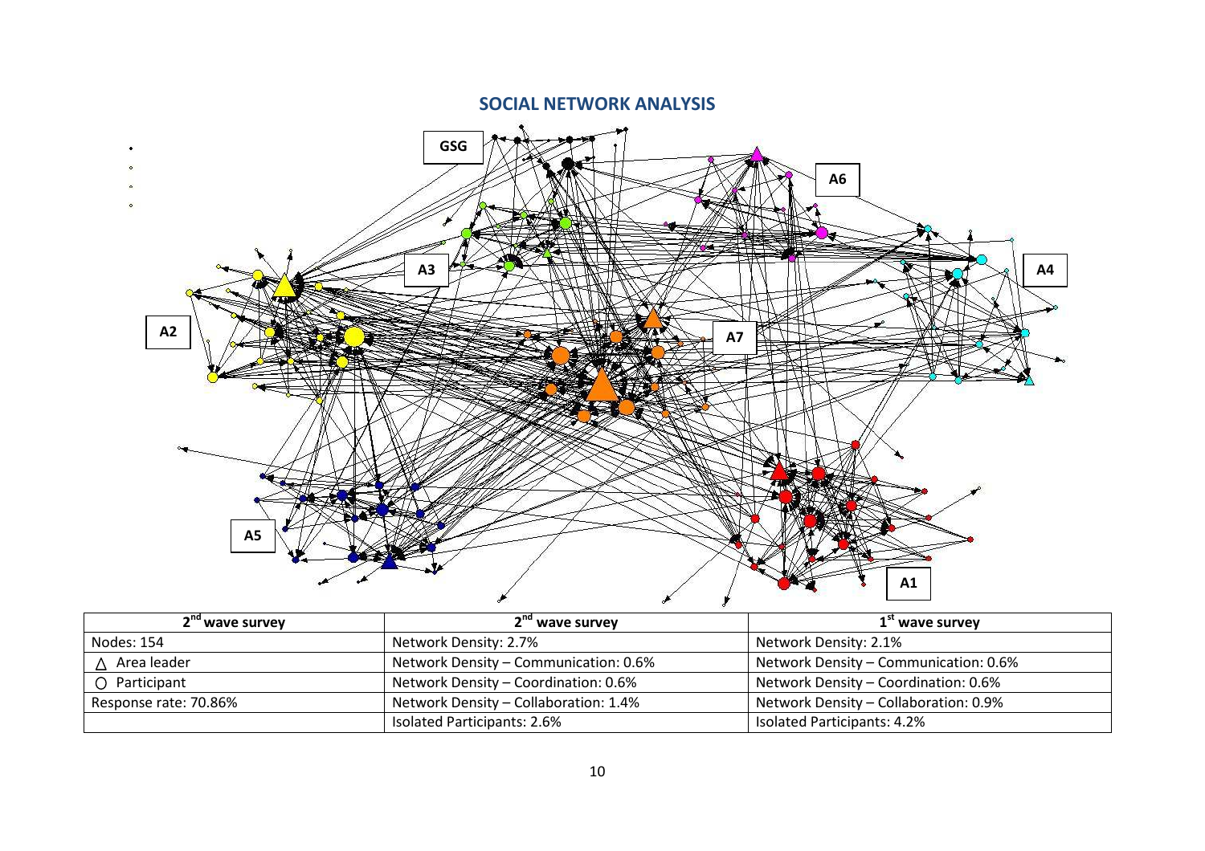## SOCIAL NETWORK ANALYSIS

| 2nd wave survey | 2nd wave survey | 1st wave survey |
|---|---|---|
| Nodes: 154 | Network Density: 2.7% | Network Density: 2.1% |
| △ Area leader | Network Density – Communication: 0.6% | Network Density – Communication: 0.6% |
| ○ Participant | Network Density – Coordination: 0.6% | Network Density – Coordination: 0.6% |
| Response rate: 70.86% | Network Density – Collaboration: 1.4% | Network Density – Collaboration: 0.9% |
| | Isolated Participants: 2.6% | Isolated Participants: 4.2% |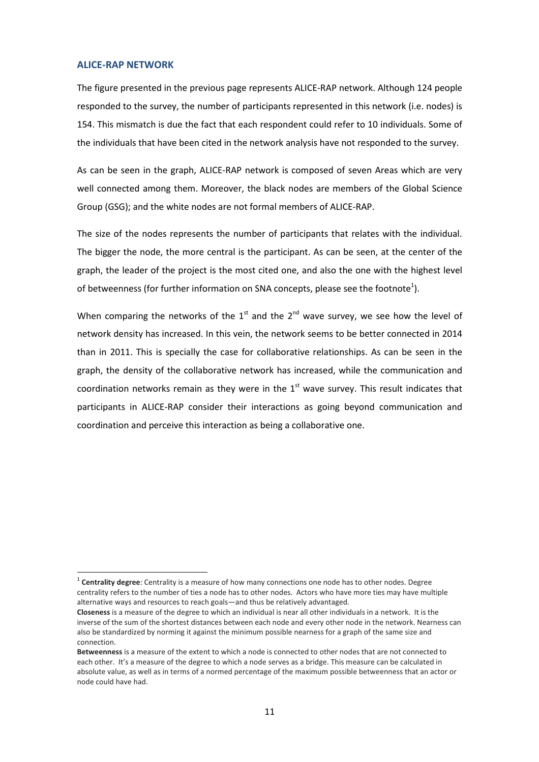## ALICE-RAP NETWORK

The figure presented in the previous page represents ALICE-RAP network. Although 124 people responded to the survey, the number of participants represented in this network (i.e. nodes) is 154. This mismatch is due the fact that each respondent could refer to 10 individuals. Some of the individuals that have been cited in the network analysis have not responded to the survey.

As can be seen in the graph, ALICE-RAP network is composed of seven Areas which are very well connected among them. Moreover, the black nodes are members of the Global Science Group (GSG); and the white nodes are not formal members of ALICE-RAP.

The size of the nodes represents the number of participants that relates with the individual. The bigger the node, the more central is the participant. As can be seen, at the center of the graph, the leader of the project is the most cited one, and also the one with the highest level of betweenness (for further information on SNA concepts, please see the footnote[1]).

When comparing the networks of the 1st and the 2nd wave survey, we see how the level of network density has increased. In this vein, the network seems to be better connected in 2014 than in 2011. This is specially the case for collaborative relationships. As can be seen in the graph, the density of the collaborative network has increased, while the communication and coordination networks remain as they were in the 1st wave survey. This result indicates that participants in ALICE-RAP consider their interactions as going beyond communication and coordination and perceive this interaction as being a collaborative one.

---

[1] **Centrality degree**: Centrality is a measure of how many connections one node has to other nodes. Degree centrality refers to the number of ties a node has to other nodes. Actors who have more ties may have multiple alternative ways and resources to reach goals—and thus be relatively advantaged.

**Closeness** is a measure of the degree to which an individual is near all other individuals in a network. It is the inverse of the sum of the shortest distances between each node and every other node in the network. Nearness can also be standardized by norming it against the minimum possible nearness for a graph of the same size and connection.

**Betweenness** is a measure of the extent to which a node is connected to other nodes that are not connected to each other. It's a measure of the degree to which a node serves as a bridge. This measure can be calculated in absolute value, as well as in terms of a normed percentage of the maximum possible betweenness that an actor or node could have had.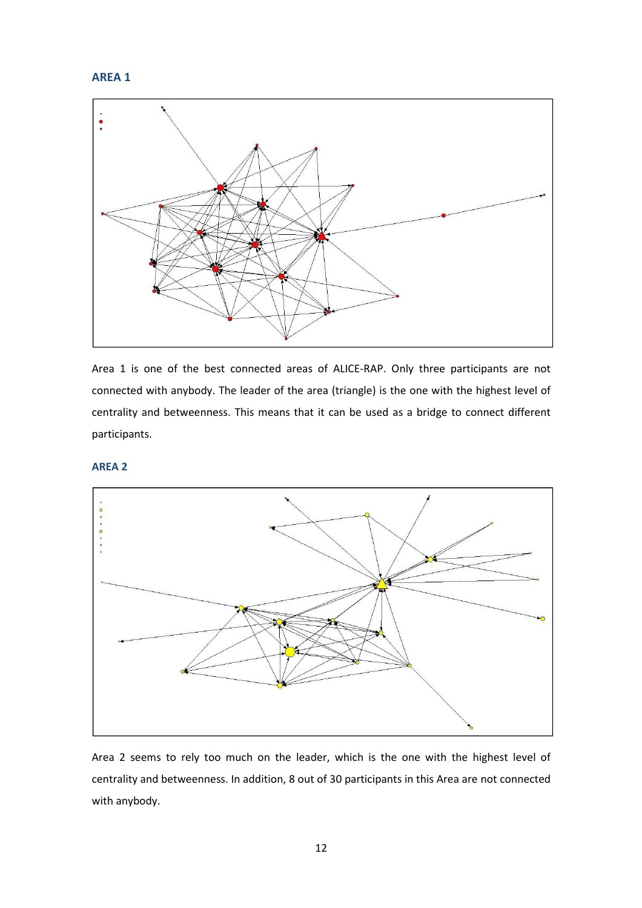### AREA 1

Area 1 is one of the best connected areas of ALICE-RAP. Only three participants are not connected with anybody. The leader of the area (triangle) is the one with the highest level of centrality and betweenness. This means that it can be used as a bridge to connect different participants.

### AREA 2

Area 2 seems to rely too much on the leader, which is the one with the highest level of centrality and betweenness. In addition, 8 out of 30 participants in this Area are not connected with anybody.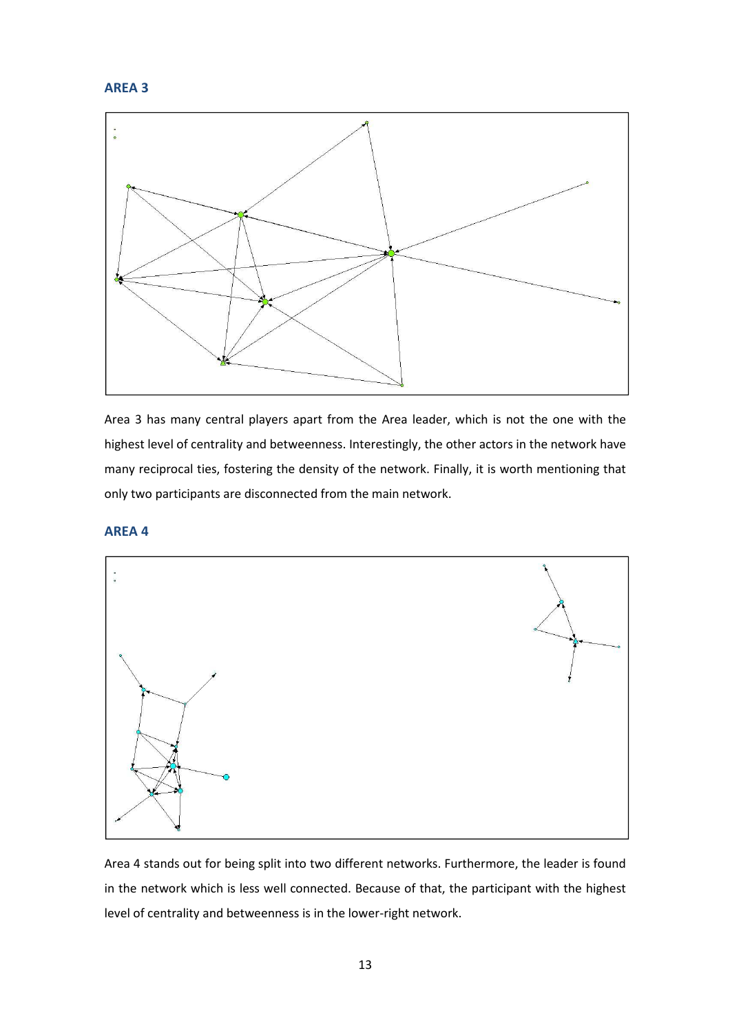## AREA 3

Area 3 has many central players apart from the Area leader, which is not the one with the highest level of centrality and betweenness. Interestingly, the other actors in the network have many reciprocal ties, fostering the density of the network. Finally, it is worth mentioning that only two participants are disconnected from the main network.

## AREA 4

Area 4 stands out for being split into two different networks. Furthermore, the leader is found in the network which is less well connected. Because of that, the participant with the highest level of centrality and betweenness is in the lower-right network.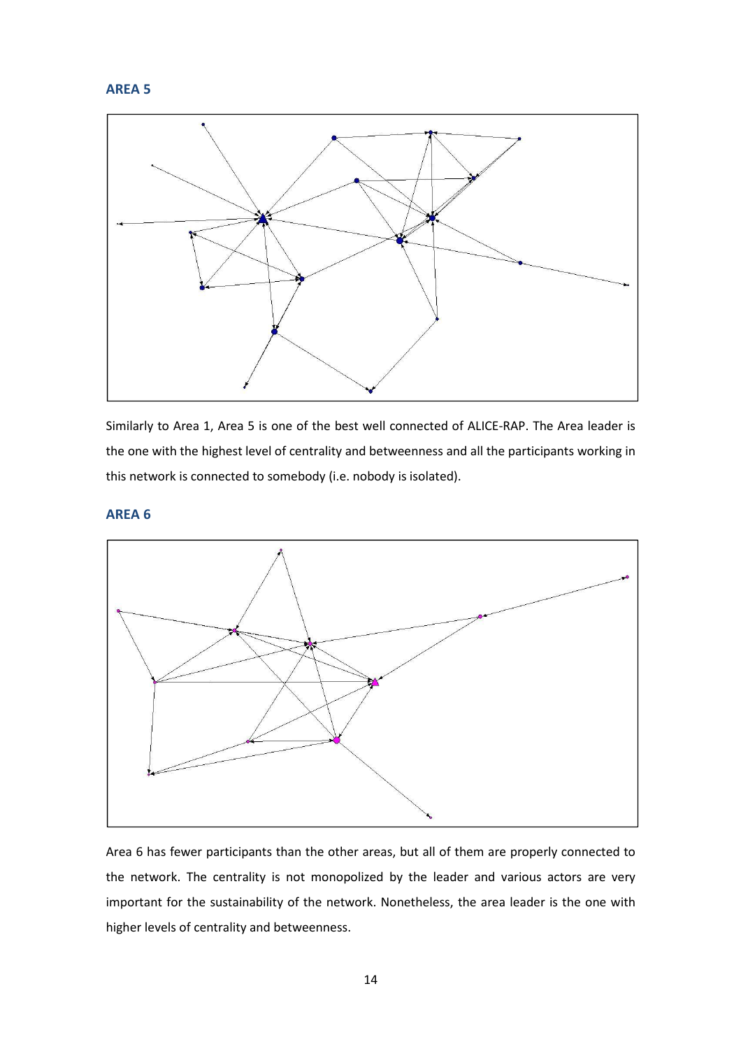## AREA 5

Similarly to Area 1, Area 5 is one of the best well connected of ALICE-RAP. The Area leader is the one with the highest level of centrality and betweenness and all the participants working in this network is connected to somebody (i.e. nobody is isolated).

## AREA 6

Area 6 has fewer participants than the other areas, but all of them are properly connected to the network. The centrality is not monopolized by the leader and various actors are very important for the sustainability of the network. Nonetheless, the area leader is the one with higher levels of centrality and betweenness.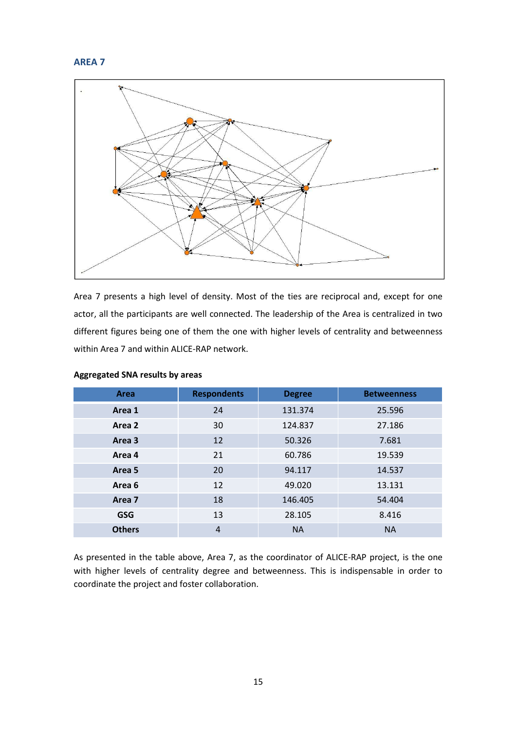## AREA 7

Area 7 presents a high level of density. Most of the ties are reciprocal and, except for one actor, all the participants are well connected. The leadership of the Area is centralized in two different figures being one of them the one with higher levels of centrality and betweenness within Area 7 and within ALICE-RAP network.

**Aggregated SNA results by areas**

| Area | Respondents | Degree | Betweenness |
|---|---|---|---|
| **Area 1** | 24 | 131.374 | 25.596 |
| **Area 2** | 30 | 124.837 | 27.186 |
| **Area 3** | 12 | 50.326 | 7.681 |
| **Area 4** | 21 | 60.786 | 19.539 |
| **Area 5** | 20 | 94.117 | 14.537 |
| **Area 6** | 12 | 49.020 | 13.131 |
| **Area 7** | 18 | 146.405 | 54.404 |
| **GSG** | 13 | 28.105 | 8.416 |
| **Others** | 4 | NA | NA |

As presented in the table above, Area 7, as the coordinator of ALICE-RAP project, is the one with higher levels of centrality degree and betweenness. This is indispensable in order to coordinate the project and foster collaboration.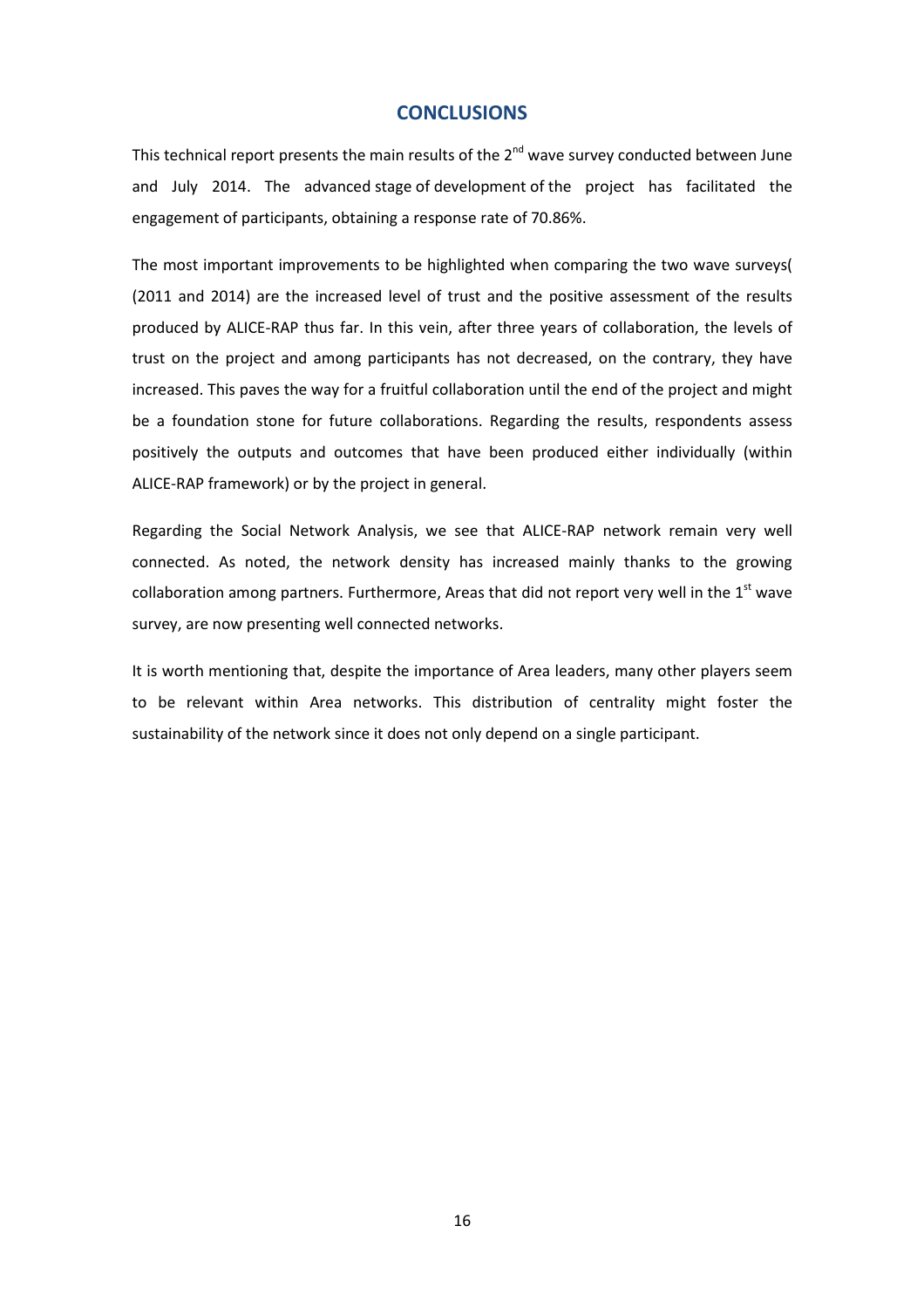## CONCLUSIONS

This technical report presents the main results of the 2nd wave survey conducted between June and July 2014. The advanced stage of development of the project has facilitated the engagement of participants, obtaining a response rate of 70.86%.

The most important improvements to be highlighted when comparing the two wave surveys( (2011 and 2014) are the increased level of trust and the positive assessment of the results produced by ALICE-RAP thus far. In this vein, after three years of collaboration, the levels of trust on the project and among participants has not decreased, on the contrary, they have increased. This paves the way for a fruitful collaboration until the end of the project and might be a foundation stone for future collaborations. Regarding the results, respondents assess positively the outputs and outcomes that have been produced either individually (within ALICE-RAP framework) or by the project in general.

Regarding the Social Network Analysis, we see that ALICE-RAP network remain very well connected. As noted, the network density has increased mainly thanks to the growing collaboration among partners. Furthermore, Areas that did not report very well in the 1st wave survey, are now presenting well connected networks.

It is worth mentioning that, despite the importance of Area leaders, many other players seem to be relevant within Area networks. This distribution of centrality might foster the sustainability of the network since it does not only depend on a single participant.